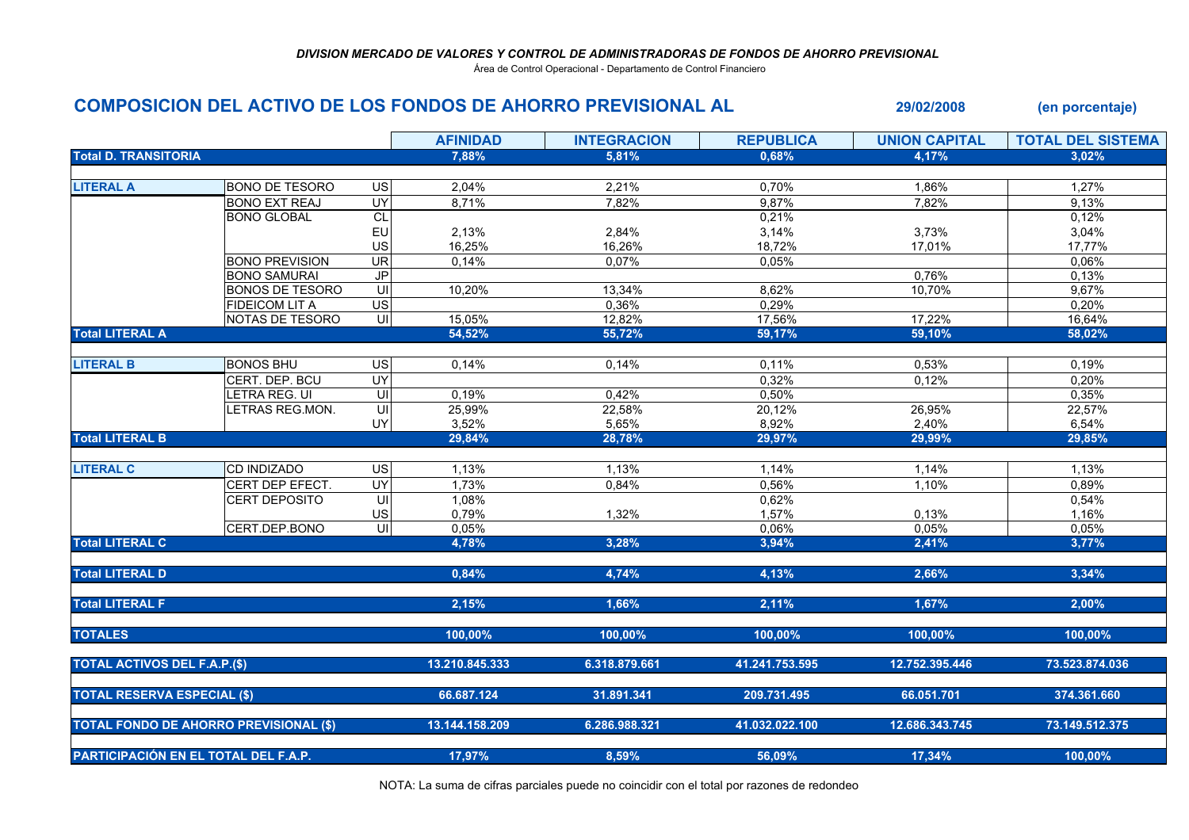*DIVISION MERCADO DE VALORES Y CONTROL DE ADMINISTRADORAS DE FONDOS DE AHORRO PREVISIONAL*

Área de Control Operacional - Departamento de Control Financiero

## COMPOSICION DEL ACTIVO DE LOS FONDOS DE AHORRO PREVISIONAL AL 29/02/2008 (en porcentaje)

| | | | AFINIDAD | INTEGRACION | REPUBLICA | UNION CAPITAL | TOTAL DEL SISTEMA |
|---|---|---|---|---|---|---|---|
| **Total D. TRANSITORIA** | | | **7,88%** | **5,81%** | **0,68%** | **4,17%** | **3,02%** |
| **LITERAL A** | BONO DE TESORO | US | 2,04% | 2,21% | 0,70% | 1,86% | 1,27% |
| | BONO EXT REAJ | UY | 8,71% | 7,82% | 9,87% | 7,82% | 9,13% |
| | BONO GLOBAL | CL | | | 0,21% | | 0,12% |
| | | EU | 2,13% | 2,84% | 3,14% | 3,73% | 3,04% |
| | | US | 16,25% | 16,26% | 18,72% | 17,01% | 17,77% |
| | BONO PREVISION | UR | 0,14% | 0,07% | 0,05% | | 0,06% |
| | BONO SAMURAI | JP | | | | 0,76% | 0,13% |
| | BONOS DE TESORO | UI | 10,20% | 13,34% | 8,62% | 10,70% | 9,67% |
| | FIDEICOM LIT A | US | | 0,36% | 0,29% | | 0,20% |
| | NOTAS DE TESORO | UI | 15,05% | 12,82% | 17,56% | 17,22% | 16,64% |
| **Total LITERAL A** | | | **54,52%** | **55,72%** | **59,17%** | **59,10%** | **58,02%** |
| **LITERAL B** | BONOS BHU | US | 0,14% | 0,14% | 0,11% | 0,53% | 0,19% |
| | CERT. DEP. BCU | UY | | | 0,32% | 0,12% | 0,20% |
| | LETRA REG. UI | UI | 0,19% | 0,42% | 0,50% | | 0,35% |
| | LETRAS REG.MON. | UI | 25,99% | 22,58% | 20,12% | 26,95% | 22,57% |
| | | UY | 3,52% | 5,65% | 8,92% | 2,40% | 6,54% |
| **Total LITERAL B** | | | **29,84%** | **28,78%** | **29,97%** | **29,99%** | **29,85%** |
| **LITERAL C** | CD INDIZADO | US | 1,13% | 1,13% | 1,14% | 1,14% | 1,13% |
| | CERT DEP EFECT. | UY | 1,73% | 0,84% | 0,56% | 1,10% | 0,89% |
| | CERT DEPOSITO | UI | 1,08% | | 0,62% | | 0,54% |
| | | US | 0,79% | 1,32% | 1,57% | 0,13% | 1,16% |
| | CERT.DEP.BONO | UI | 0,05% | | 0,06% | 0,05% | 0,05% |
| **Total LITERAL C** | | | **4,78%** | **3,28%** | **3,94%** | **2,41%** | **3,77%** |
| **Total LITERAL D** | | | **0,84%** | **4,74%** | **4,13%** | **2,66%** | **3,34%** |
| **Total LITERAL F** | | | **2,15%** | **1,66%** | **2,11%** | **1,67%** | **2,00%** |
| **TOTALES** | | | **100,00%** | **100,00%** | **100,00%** | **100,00%** | **100,00%** |
| **TOTAL ACTIVOS DEL F.A.P.($)** | | | **13.210.845.333** | **6.318.879.661** | **41.241.753.595** | **12.752.395.446** | **73.523.874.036** |
| **TOTAL RESERVA ESPECIAL ($)** | | | **66.687.124** | **31.891.341** | **209.731.495** | **66.051.701** | **374.361.660** |
| **TOTAL FONDO DE AHORRO PREVISIONAL ($)** | | | **13.144.158.209** | **6.286.988.321** | **41.032.022.100** | **12.686.343.745** | **73.149.512.375** |
| **PARTICIPACIÓN EN EL TOTAL DEL F.A.P.** | | | **17,97%** | **8,59%** | **56,09%** | **17,34%** | **100,00%** |

NOTA: La suma de cifras parciales puede no coincidir con el total por razones de redondeo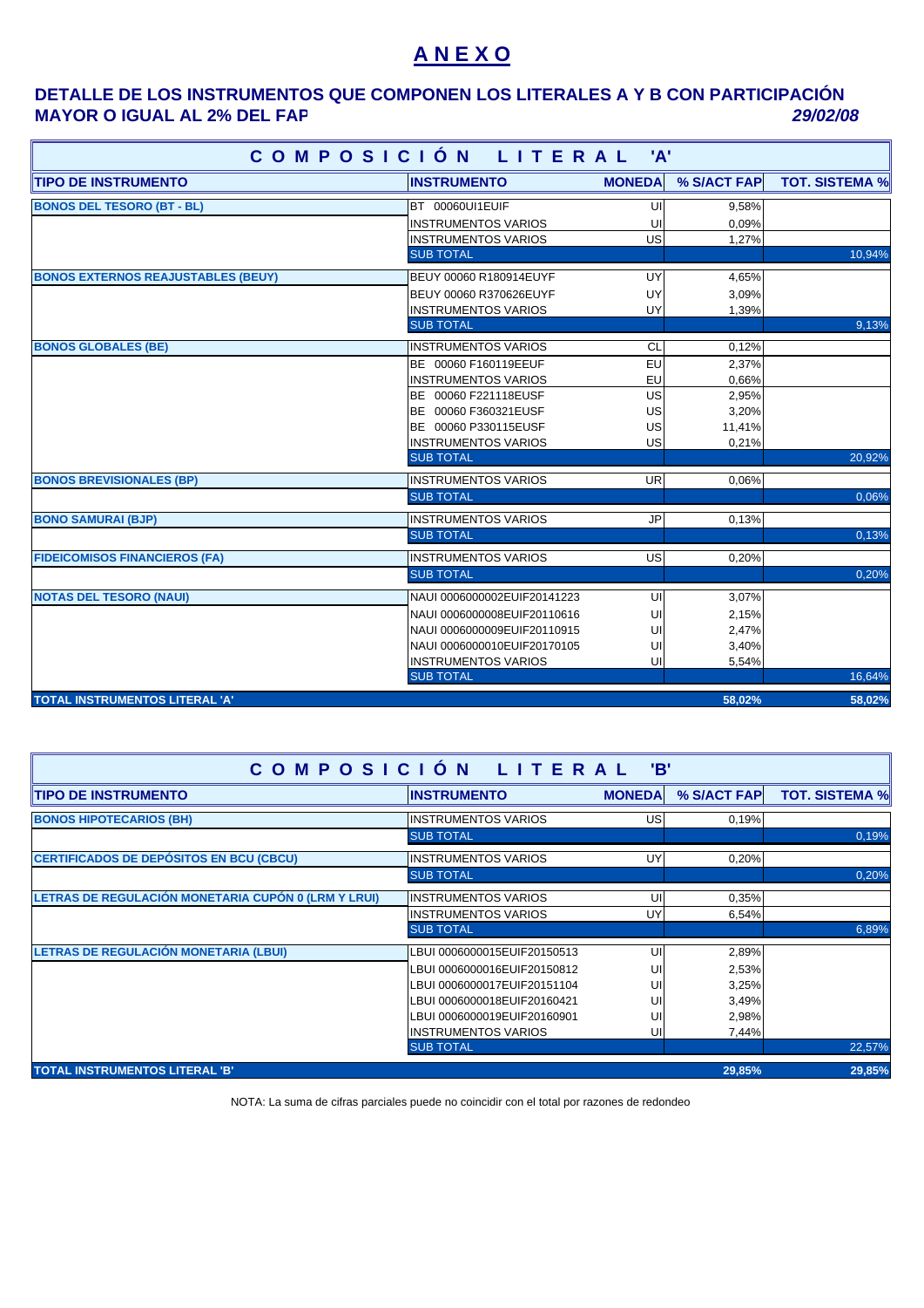# ANEXO

## DETALLE DE LOS INSTRUMENTOS QUE COMPONEN LOS LITERALES A Y B CON PARTICIPACIÓN MAYOR O IGUAL AL 2% DEL FAP

***29/02/08***

### COMPOSICIÓN LITERAL 'A'

| TIPO DE INSTRUMENTO | INSTRUMENTO | MONEDA | % S/ACT FAP | TOT. SISTEMA % |
|---|---|---|---|---|
| BONOS DEL TESORO (BT - BL) | BT 00060UI1EUIF | UI | 9,58% | |
| | INSTRUMENTOS VARIOS | UI | 0,09% | |
| | INSTRUMENTOS VARIOS | US | 1,27% | |
| | SUB TOTAL | | | 10,94% |
| BONOS EXTERNOS REAJUSTABLES (BEUY) | BEUY 00060 R180914EUYF | UY | 4,65% | |
| | BEUY 00060 R370626EUYF | UY | 3,09% | |
| | INSTRUMENTOS VARIOS | UY | 1,39% | |
| | SUB TOTAL | | | 9,13% |
| BONOS GLOBALES (BE) | INSTRUMENTOS VARIOS | CL | 0,12% | |
| | BE 00060 F160119EEUF | EU | 2,37% | |
| | INSTRUMENTOS VARIOS | EU | 0,66% | |
| | BE 00060 F221118EUSF | US | 2,95% | |
| | BE 00060 F360321EUSF | US | 3,20% | |
| | BE 00060 P330115EUSF | US | 11,41% | |
| | INSTRUMENTOS VARIOS | US | 0,21% | |
| | SUB TOTAL | | | 20,92% |
| BONOS BREVISIONALES (BP) | INSTRUMENTOS VARIOS | UR | 0,06% | |
| | SUB TOTAL | | | 0,06% |
| BONO SAMURAI (BJP) | INSTRUMENTOS VARIOS | JP | 0,13% | |
| | SUB TOTAL | | | 0,13% |
| FIDEICOMISOS FINANCIEROS (FA) | INSTRUMENTOS VARIOS | US | 0,20% | |
| | SUB TOTAL | | | 0,20% |
| NOTAS DEL TESORO (NAUI) | NAUI 0006000002EUIF20141223 | UI | 3,07% | |
| | NAUI 0006000008EUIF20110616 | UI | 2,15% | |
| | NAUI 0006000009EUIF20110915 | UI | 2,47% | |
| | NAUI 0006000010EUIF20170105 | UI | 3,40% | |
| | INSTRUMENTOS VARIOS | UI | 5,54% | |
| | SUB TOTAL | | | 16,64% |
| **TOTAL INSTRUMENTOS LITERAL 'A'** | | | **58,02%** | **58,02%** |

### COMPOSICIÓN LITERAL 'B'

| TIPO DE INSTRUMENTO | INSTRUMENTO | MONEDA | % S/ACT FAP | TOT. SISTEMA % |
|---|---|---|---|---|
| BONOS HIPOTECARIOS (BH) | INSTRUMENTOS VARIOS | US | 0,19% | |
| | SUB TOTAL | | | 0,19% |
| CERTIFICADOS DE DEPÓSITOS EN BCU (CBCU) | INSTRUMENTOS VARIOS | UY | 0,20% | |
| | SUB TOTAL | | | 0,20% |
| LETRAS DE REGULACIÓN MONETARIA CUPÓN 0 (LRM Y LRUI) | INSTRUMENTOS VARIOS | UI | 0,35% | |
| | INSTRUMENTOS VARIOS | UY | 6,54% | |
| | SUB TOTAL | | | 6,89% |
| LETRAS DE REGULACIÓN MONETARIA (LBUI) | LBUI 0006000015EUIF20150513 | UI | 2,89% | |
| | LBUI 0006000016EUIF20150812 | UI | 2,53% | |
| | LBUI 0006000017EUIF20151104 | UI | 3,25% | |
| | LBUI 0006000018EUIF20160421 | UI | 3,49% | |
| | LBUI 0006000019EUIF20160901 | UI | 2,98% | |
| | INSTRUMENTOS VARIOS | UI | 7,44% | |
| | SUB TOTAL | | | 22,57% |
| **TOTAL INSTRUMENTOS LITERAL 'B'** | | | **29,85%** | **29,85%** |

NOTA: La suma de cifras parciales puede no coincidir con el total por razones de redondeo